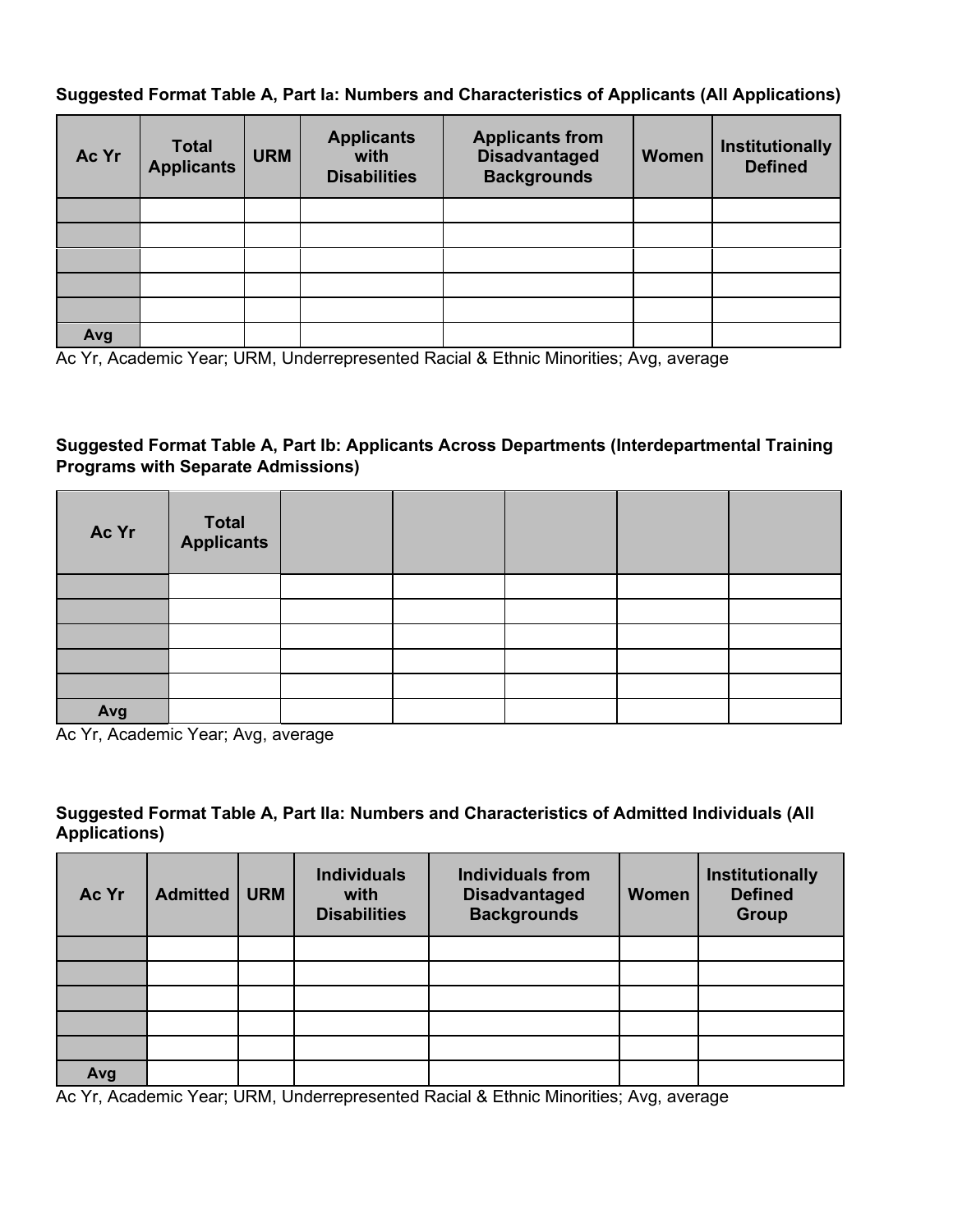**Suggested Format Table A, Part Ia: Numbers and Characteristics of Applicants (All Applications)**

| Ac Yr | Total Applicants | URM | Applicants with Disabilities | Applicants from Disadvantaged Backgrounds | Women | Institutionally Defined |
|---|---|---|---|---|---|---|
| | | | | | | |
| | | | | | | |
| | | | | | | |
| | | | | | | |
| | | | | | | |
| Avg | | | | | | |

Ac Yr, Academic Year; URM, Underrepresented Racial & Ethnic Minorities; Avg, average

**Suggested Format Table A, Part Ib: Applicants Across Departments (Interdepartmental Training Programs with Separate Admissions)**

| Ac Yr | Total Applicants | | | | | |
|---|---|---|---|---|---|---|
| | | | | | | |
| | | | | | | |
| | | | | | | |
| | | | | | | |
| | | | | | | |
| Avg | | | | | | |

Ac Yr, Academic Year; Avg, average

**Suggested Format Table A, Part IIa: Numbers and Characteristics of Admitted Individuals (All Applications)**

| Ac Yr | Admitted | URM | Individuals with Disabilities | Individuals from Disadvantaged Backgrounds | Women | Institutionally Defined Group |
|---|---|---|---|---|---|---|
| | | | | | | |
| | | | | | | |
| | | | | | | |
| | | | | | | |
| | | | | | | |
| Avg | | | | | | |

Ac Yr, Academic Year; URM, Underrepresented Racial & Ethnic Minorities; Avg, average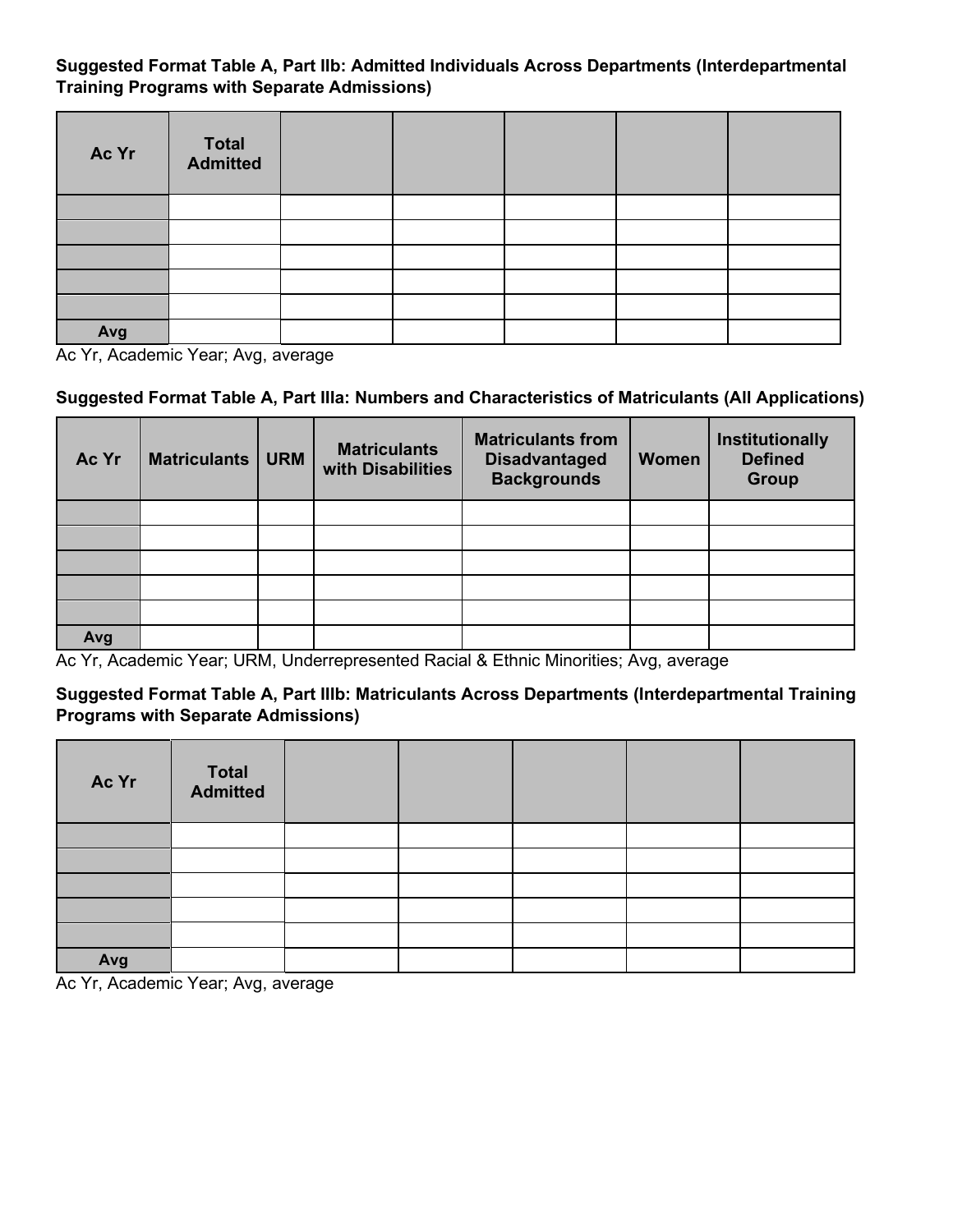**Suggested Format Table A, Part IIb: Admitted Individuals Across Departments (Interdepartmental Training Programs with Separate Admissions)**

| Ac Yr | Total Admitted | | | | | |
|---|---|---|---|---|---|---|
| | | | | | | |
| | | | | | | |
| | | | | | | |
| | | | | | | |
| | | | | | | |
| Avg | | | | | | |

Ac Yr, Academic Year; Avg, average

**Suggested Format Table A, Part IIIa: Numbers and Characteristics of Matriculants (All Applications)**

| Ac Yr | Matriculants | URM | Matriculants with Disabilities | Matriculants from Disadvantaged Backgrounds | Women | Institutionally Defined Group |
|---|---|---|---|---|---|---|
| | | | | | | |
| | | | | | | |
| | | | | | | |
| | | | | | | |
| | | | | | | |
| Avg | | | | | | |

Ac Yr, Academic Year; URM, Underrepresented Racial & Ethnic Minorities; Avg, average

**Suggested Format Table A, Part IIIb: Matriculants Across Departments (Interdepartmental Training Programs with Separate Admissions)**

| Ac Yr | Total Admitted | | | | | |
|---|---|---|---|---|---|---|
| | | | | | | |
| | | | | | | |
| | | | | | | |
| | | | | | | |
| | | | | | | |
| Avg | | | | | | |

Ac Yr, Academic Year; Avg, average